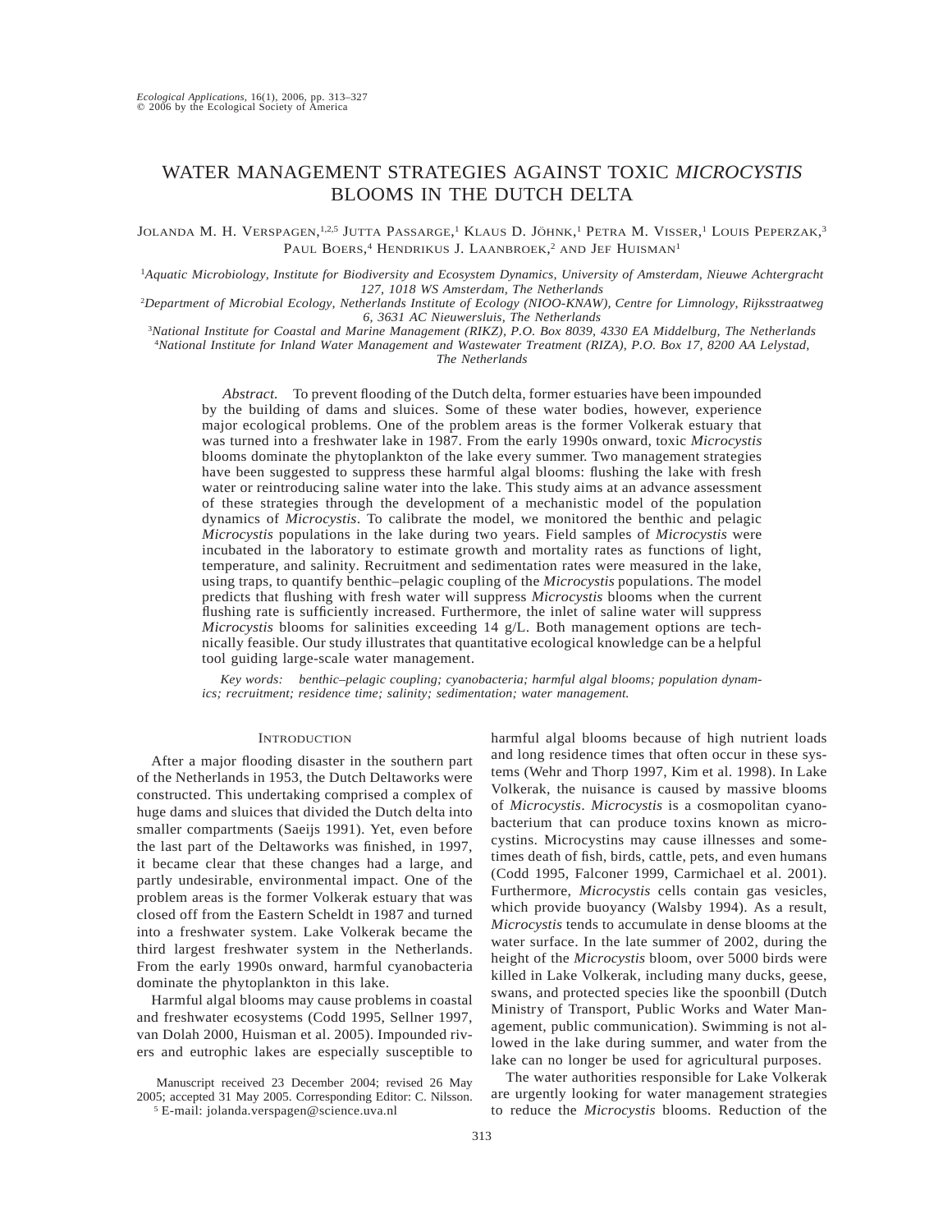# WATER MANAGEMENT STRATEGIES AGAINST TOXIC *MICROCYSTIS* BLOOMS IN THE DUTCH DELTA

Jolanda M. H. Verspagen,[1,2,5] Jutta Passarge,[1] Klaus D. Jöhnk,[1] Petra M. Visser,[1] Louis Peperzak,[3] Paul Boers,[4] Hendrikus J. Laanbroek,[2] and Jef Huisman[1]

[1]*Aquatic Microbiology, Institute for Biodiversity and Ecosystem Dynamics, University of Amsterdam, Nieuwe Achtergracht 127, 1018 WS Amsterdam, The Netherlands*

[2]*Department of Microbial Ecology, Netherlands Institute of Ecology (NIOO-KNAW), Centre for Limnology, Rijksstraatweg 6, 3631 AC Nieuwersluis, The Netherlands*

[3]*National Institute for Coastal and Marine Management (RIKZ), P.O. Box 8039, 4330 EA Middelburg, The Netherlands*

[4]*National Institute for Inland Water Management and Wastewater Treatment (RIZA), P.O. Box 17, 8200 AA Lelystad, The Netherlands*

*Abstract.* To prevent flooding of the Dutch delta, former estuaries have been impounded by the building of dams and sluices. Some of these water bodies, however, experience major ecological problems. One of the problem areas is the former Volkerak estuary that was turned into a freshwater lake in 1987. From the early 1990s onward, toxic *Microcystis* blooms dominate the phytoplankton of the lake every summer. Two management strategies have been suggested to suppress these harmful algal blooms: flushing the lake with fresh water or reintroducing saline water into the lake. This study aims at an advance assessment of these strategies through the development of a mechanistic model of the population dynamics of *Microcystis*. To calibrate the model, we monitored the benthic and pelagic *Microcystis* populations in the lake during two years. Field samples of *Microcystis* were incubated in the laboratory to estimate growth and mortality rates as functions of light, temperature, and salinity. Recruitment and sedimentation rates were measured in the lake, using traps, to quantify benthic–pelagic coupling of the *Microcystis* populations. The model predicts that flushing with fresh water will suppress *Microcystis* blooms when the current flushing rate is sufficiently increased. Furthermore, the inlet of saline water will suppress *Microcystis* blooms for salinities exceeding 14 g/L. Both management options are technically feasible. Our study illustrates that quantitative ecological knowledge can be a helpful tool guiding large-scale water management.

*Key words:* *benthic–pelagic coupling; cyanobacteria; harmful algal blooms; population dynamics; recruitment; residence time; salinity; sedimentation; water management.*

## Introduction

After a major flooding disaster in the southern part of the Netherlands in 1953, the Dutch Deltaworks were constructed. This undertaking comprised a complex of huge dams and sluices that divided the Dutch delta into smaller compartments (Saeijs 1991). Yet, even before the last part of the Deltaworks was finished, in 1997, it became clear that these changes had a large, and partly undesirable, environmental impact. One of the problem areas is the former Volkerak estuary that was closed off from the Eastern Scheldt in 1987 and turned into a freshwater system. Lake Volkerak became the third largest freshwater system in the Netherlands. From the early 1990s onward, harmful cyanobacteria dominate the phytoplankton in this lake.

Harmful algal blooms may cause problems in coastal and freshwater ecosystems (Codd 1995, Sellner 1997, van Dolah 2000, Huisman et al. 2005). Impounded rivers and eutrophic lakes are especially susceptible to harmful algal blooms because of high nutrient loads and long residence times that often occur in these systems (Wehr and Thorp 1997, Kim et al. 1998). In Lake Volkerak, the nuisance is caused by massive blooms of *Microcystis*. *Microcystis* is a cosmopolitan cyanobacterium that can produce toxins known as microcystins. Microcystins may cause illnesses and sometimes death of fish, birds, cattle, pets, and even humans (Codd 1995, Falconer 1999, Carmichael et al. 2001). Furthermore, *Microcystis* cells contain gas vesicles, which provide buoyancy (Walsby 1994). As a result, *Microcystis* tends to accumulate in dense blooms at the water surface. In the late summer of 2002, during the height of the *Microcystis* bloom, over 5000 birds were killed in Lake Volkerak, including many ducks, geese, swans, and protected species like the spoonbill (Dutch Ministry of Transport, Public Works and Water Management, public communication). Swimming is not allowed in the lake during summer, and water from the lake can no longer be used for agricultural purposes.

The water authorities responsible for Lake Volkerak are urgently looking for water management strategies to reduce the *Microcystis* blooms. Reduction of the

Manuscript received 23 December 2004; revised 26 May 2005; accepted 31 May 2005. Corresponding Editor: C. Nilsson.

[5] E-mail: jolanda.verspagen@science.uva.nl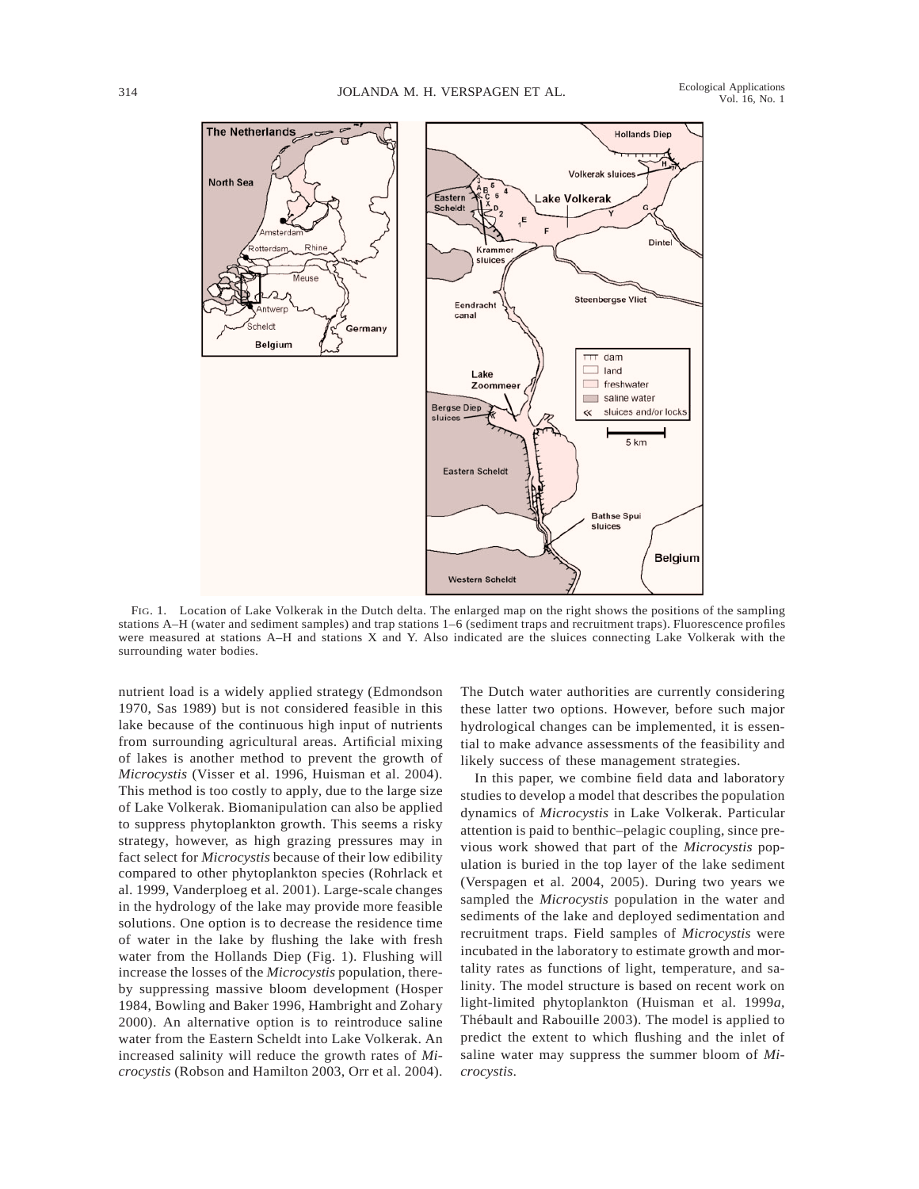FIG. 1. Location of Lake Volkerak in the Dutch delta. The enlarged map on the right shows the positions of the sampling stations A–H (water and sediment samples) and trap stations 1–6 (sediment traps and recruitment traps). Fluorescence profiles were measured at stations A–H and stations X and Y. Also indicated are the sluices connecting Lake Volkerak with the surrounding water bodies.

nutrient load is a widely applied strategy (Edmondson 1970, Sas 1989) but is not considered feasible in this lake because of the continuous high input of nutrients from surrounding agricultural areas. Artificial mixing of lakes is another method to prevent the growth of *Microcystis* (Visser et al. 1996, Huisman et al. 2004). This method is too costly to apply, due to the large size of Lake Volkerak. Biomanipulation can also be applied to suppress phytoplankton growth. This seems a risky strategy, however, as high grazing pressures may in fact select for *Microcystis* because of their low edibility compared to other phytoplankton species (Rohrlack et al. 1999, Vanderploeg et al. 2001). Large-scale changes in the hydrology of the lake may provide more feasible solutions. One option is to decrease the residence time of water in the lake by flushing the lake with fresh water from the Hollands Diep (Fig. 1). Flushing will increase the losses of the *Microcystis* population, thereby suppressing massive bloom development (Hosper 1984, Bowling and Baker 1996, Hambright and Zohary 2000). An alternative option is to reintroduce saline water from the Eastern Scheldt into Lake Volkerak. An increased salinity will reduce the growth rates of *Microcystis* (Robson and Hamilton 2003, Orr et al. 2004). The Dutch water authorities are currently considering these latter two options. However, before such major hydrological changes can be implemented, it is essential to make advance assessments of the feasibility and likely success of these management strategies.

In this paper, we combine field data and laboratory studies to develop a model that describes the population dynamics of *Microcystis* in Lake Volkerak. Particular attention is paid to benthic–pelagic coupling, since previous work showed that part of the *Microcystis* population is buried in the top layer of the lake sediment (Verspagen et al. 2004, 2005). During two years we sampled the *Microcystis* population in the water and sediments of the lake and deployed sedimentation and recruitment traps. Field samples of *Microcystis* were incubated in the laboratory to estimate growth and mortality rates as functions of light, temperature, and salinity. The model structure is based on recent work on light-limited phytoplankton (Huisman et al. 1999*a*, Thébault and Rabouille 2003). The model is applied to predict the extent to which flushing and the inlet of saline water may suppress the summer bloom of *Microcystis*.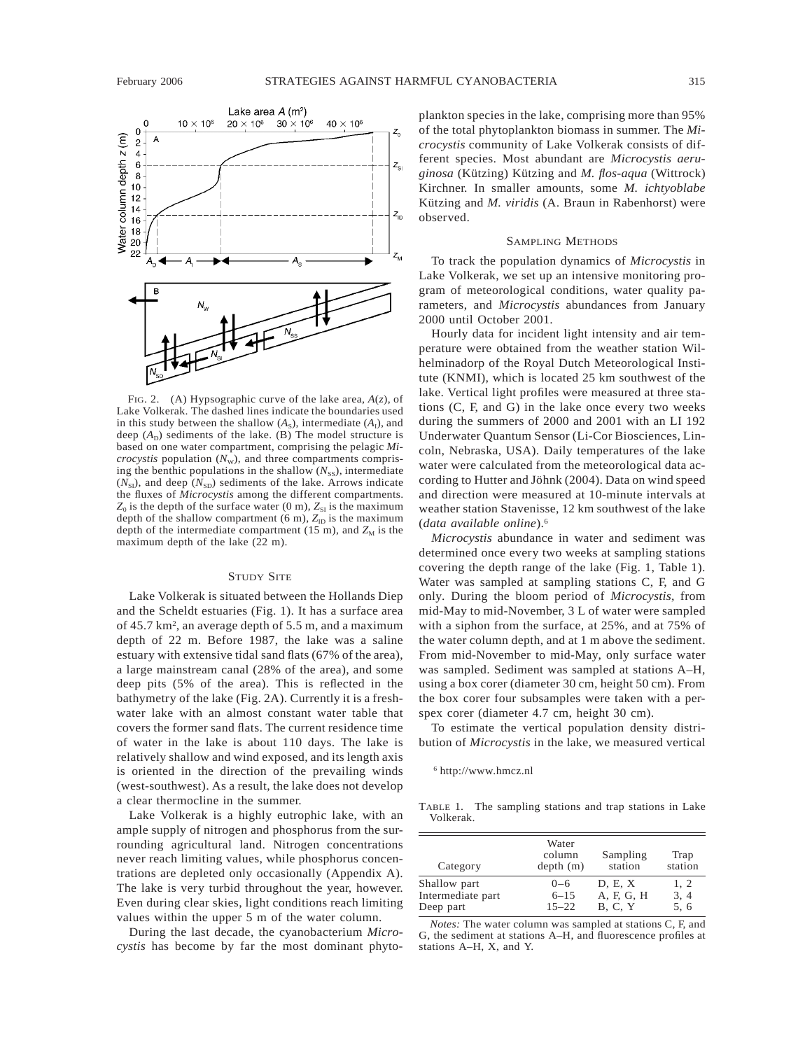FIG. 2. (A) Hypsographic curve of the lake area, $A(z)$, of Lake Volkerak. The dashed lines indicate the boundaries used in this study between the shallow ($A_S$), intermediate ($A_I$), and deep ($A_D$) sediments of the lake. (B) The model structure is based on one water compartment, comprising the pelagic *Microcystis* population ($N_W$), and three compartments comprising the benthic populations in the shallow ($N_{SS}$), intermediate ($N_{SI}$), and deep ($N_{SD}$) sediments of the lake. Arrows indicate the fluxes of *Microcystis* among the different compartments. $Z_0$ is the depth of the surface water (0 m), $Z_{SI}$ is the maximum depth of the shallow compartment (6 m), $Z_{ID}$ is the maximum depth of the intermediate compartment (15 m), and $Z_M$ is the maximum depth of the lake (22 m).

## STUDY SITE

Lake Volkerak is situated between the Hollands Diep and the Scheldt estuaries (Fig. 1). It has a surface area of 45.7 km$^2$, an average depth of 5.5 m, and a maximum depth of 22 m. Before 1987, the lake was a saline estuary with extensive tidal sand flats (67% of the area), a large mainstream canal (28% of the area), and some deep pits (5% of the area). This is reflected in the bathymetry of the lake (Fig. 2A). Currently it is a freshwater lake with an almost constant water table that covers the former sand flats. The current residence time of water in the lake is about 110 days. The lake is relatively shallow and wind exposed, and its length axis is oriented in the direction of the prevailing winds (west-southwest). As a result, the lake does not develop a clear thermocline in the summer.

Lake Volkerak is a highly eutrophic lake, with an ample supply of nitrogen and phosphorus from the surrounding agricultural land. Nitrogen concentrations never reach limiting values, while phosphorus concentrations are depleted only occasionally (Appendix A). The lake is very turbid throughout the year, however. Even during clear skies, light conditions reach limiting values within the upper 5 m of the water column.

During the last decade, the cyanobacterium *Microcystis* has become by far the most dominant phytoplankton species in the lake, comprising more than 95% of the total phytoplankton biomass in summer. The *Microcystis* community of Lake Volkerak consists of different species. Most abundant are *Microcystis aeruginosa* (Kützing) Kützing and *M. flos-aqua* (Wittrock) Kirchner. In smaller amounts, some *M. ichtyoblabe* Kützing and *M. viridis* (A. Braun in Rabenhorst) were observed.

## SAMPLING METHODS

To track the population dynamics of *Microcystis* in Lake Volkerak, we set up an intensive monitoring program of meteorological conditions, water quality parameters, and *Microcystis* abundances from January 2000 until October 2001.

Hourly data for incident light intensity and air temperature were obtained from the weather station Wilhelminadorp of the Royal Dutch Meteorological Institute (KNMI), which is located 25 km southwest of the lake. Vertical light profiles were measured at three stations (C, F, and G) in the lake once every two weeks during the summers of 2000 and 2001 with an LI 192 Underwater Quantum Sensor (Li-Cor Biosciences, Lincoln, Nebraska, USA). Daily temperatures of the lake water were calculated from the meteorological data according to Hutter and Jöhnk (2004). Data on wind speed and direction were measured at 10-minute intervals at weather station Stavenisse, 12 km southwest of the lake (*data available online*).[6]

*Microcystis* abundance in water and sediment was determined once every two weeks at sampling stations covering the depth range of the lake (Fig. 1, Table 1). Water was sampled at sampling stations C, F, and G only. During the bloom period of *Microcystis*, from mid-May to mid-November, 3 L of water were sampled with a siphon from the surface, at 25%, and at 75% of the water column depth, and at 1 m above the sediment. From mid-November to mid-May, only surface water was sampled. Sediment was sampled at stations A–H, using a box corer (diameter 30 cm, height 50 cm). From the box corer four subsamples were taken with a perspex corer (diameter 4.7 cm, height 30 cm).

To estimate the vertical population density distribution of *Microcystis* in the lake, we measured vertical

[6] http://www.hmcz.nl

TABLE 1. The sampling stations and trap stations in Lake Volkerak.

| Category | Water column depth (m) | Sampling station | Trap station |
|---|---|---|---|
| Shallow part | 0–6 | D, E, X | 1, 2 |
| Intermediate part | 6–15 | A, F, G, H | 3, 4 |
| Deep part | 15–22 | B, C, Y | 5, 6 |

*Notes:* The water column was sampled at stations C, F, and G, the sediment at stations A–H, and fluorescence profiles at stations A–H, X, and Y.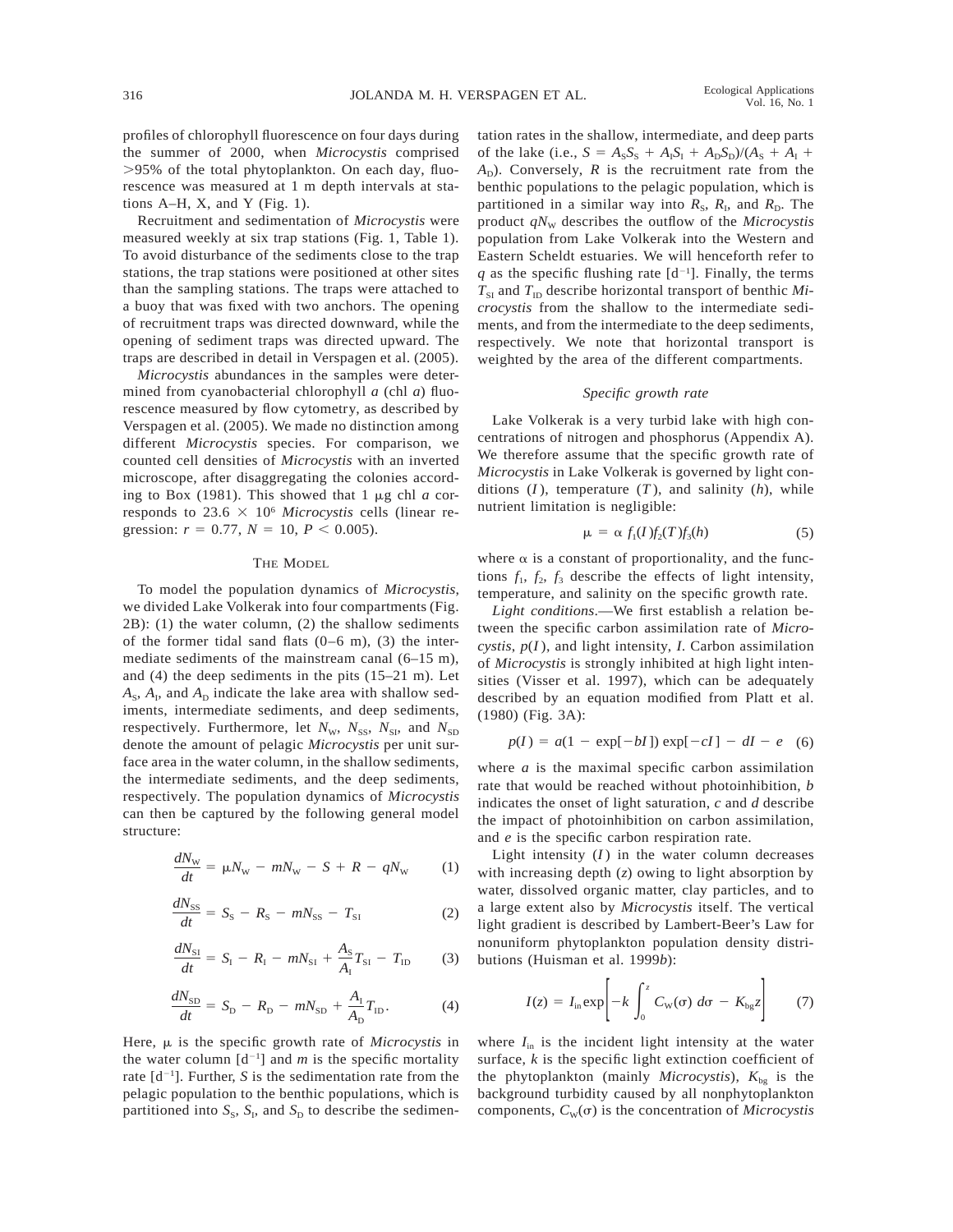profiles of chlorophyll fluorescence on four days during the summer of 2000, when *Microcystis* comprised >95% of the total phytoplankton. On each day, fluorescence was measured at 1 m depth intervals at stations A–H, X, and Y (Fig. 1).

Recruitment and sedimentation of *Microcystis* were measured weekly at six trap stations (Fig. 1, Table 1). To avoid disturbance of the sediments close to the trap stations, the trap stations were positioned at other sites than the sampling stations. The traps were attached to a buoy that was fixed with two anchors. The opening of recruitment traps was directed downward, while the opening of sediment traps was directed upward. The traps are described in detail in Verspagen et al. (2005).

*Microcystis* abundances in the samples were determined from cyanobacterial chlorophyll *a* (chl *a*) fluorescence measured by flow cytometry, as described by Verspagen et al. (2005). We made no distinction among different *Microcystis* species. For comparison, we counted cell densities of *Microcystis* with an inverted microscope, after disaggregating the colonies according to Box (1981). This showed that 1 μg chl *a* corresponds to $23.6 \times 10^6$ *Microcystis* cells (linear regression: $r = 0.77$, $N = 10$, $P < 0.005$).

## The Model

To model the population dynamics of *Microcystis*, we divided Lake Volkerak into four compartments (Fig. 2B): (1) the water column, (2) the shallow sediments of the former tidal sand flats (0–6 m), (3) the intermediate sediments of the mainstream canal (6–15 m), and (4) the deep sediments in the pits (15–21 m). Let $A_S$, $A_I$, and $A_D$ indicate the lake area with shallow sediments, intermediate sediments, and deep sediments, respectively. Furthermore, let $N_W$, $N_{SS}$, $N_{SI}$, and $N_{SD}$ denote the amount of pelagic *Microcystis* per unit surface area in the water column, in the shallow sediments, the intermediate sediments, and the deep sediments, respectively. The population dynamics of *Microcystis* can then be captured by the following general model structure:

$$\frac{dN_W}{dt} = \mu N_W - mN_W - S + R - qN_W \qquad (1)$$

$$\frac{dN_{SS}}{dt} = S_S - R_S - mN_{SS} - T_{SI} \qquad (2)$$

$$\frac{dN_{SI}}{dt} = S_I - R_I - mN_{SI} + \frac{A_S}{A_I}T_{SI} - T_{ID} \qquad (3)$$

$$\frac{dN_{SD}}{dt} = S_D - R_D - mN_{SD} + \frac{A_I}{A_D}T_{ID}. \qquad (4)$$

Here, $\mu$ is the specific growth rate of *Microcystis* in the water column [$\text{d}^{-1}$] and $m$ is the specific mortality rate [$\text{d}^{-1}$]. Further, $S$ is the sedimentation rate from the pelagic population to the benthic populations, which is partitioned into $S_S$, $S_I$, and $S_D$ to describe the sedimentation rates in the shallow, intermediate, and deep parts of the lake (i.e., $S = A_SS_S + A_IS_I + A_DS_D)/(A_S + A_I + A_D)$). Conversely, $R$ is the recruitment rate from the benthic populations to the pelagic population, which is partitioned in a similar way into $R_S$, $R_I$, and $R_D$. The product $qN_W$ describes the outflow of the *Microcystis* population from Lake Volkerak into the Western and Eastern Scheldt estuaries. We will henceforth refer to $q$ as the specific flushing rate [$\text{d}^{-1}$]. Finally, the terms $T_{SI}$ and $T_{ID}$ describe horizontal transport of benthic *Microcystis* from the shallow to the intermediate sediments, and from the intermediate to the deep sediments, respectively. We note that horizontal transport is weighted by the area of the different compartments.

### *Specific growth rate*

Lake Volkerak is a very turbid lake with high concentrations of nitrogen and phosphorus (Appendix A). We therefore assume that the specific growth rate of *Microcystis* in Lake Volkerak is governed by light conditions ($I$), temperature ($T$), and salinity ($h$), while nutrient limitation is negligible:

$$\mu = \alpha\, f_1(I)f_2(T)f_3(h) \qquad (5)$$

where $\alpha$ is a constant of proportionality, and the functions $f_1$, $f_2$, $f_3$ describe the effects of light intensity, temperature, and salinity on the specific growth rate.

*Light conditions*.—We first establish a relation between the specific carbon assimilation rate of *Microcystis*, $p(I)$, and light intensity, $I$. Carbon assimilation of *Microcystis* is strongly inhibited at high light intensities (Visser et al. 1997), which can be adequately described by an equation modified from Platt et al. (1980) (Fig. 3A):

$$p(I) = a(1 - \exp[-bI])\exp[-cI] - dI - e \quad (6)$$

where $a$ is the maximal specific carbon assimilation rate that would be reached without photoinhibition, $b$ indicates the onset of light saturation, $c$ and $d$ describe the impact of photoinhibition on carbon assimilation, and $e$ is the specific carbon respiration rate.

Light intensity ($I$) in the water column decreases with increasing depth ($z$) owing to light absorption by water, dissolved organic matter, clay particles, and to a large extent also by *Microcystis* itself. The vertical light gradient is described by Lambert-Beer's Law for nonuniform phytoplankton population density distributions (Huisman et al. 1999*b*):

$$I(z) = I_{in}\exp\left[-k\int_0^z C_W(\sigma)\, d\sigma - K_{bg}z\right] \qquad (7)$$

where $I_{in}$ is the incident light intensity at the water surface, $k$ is the specific light extinction coefficient of the phytoplankton (mainly *Microcystis*), $K_{bg}$ is the background turbidity caused by all nonphytoplankton components, $C_W(\sigma)$ is the concentration of *Microcystis*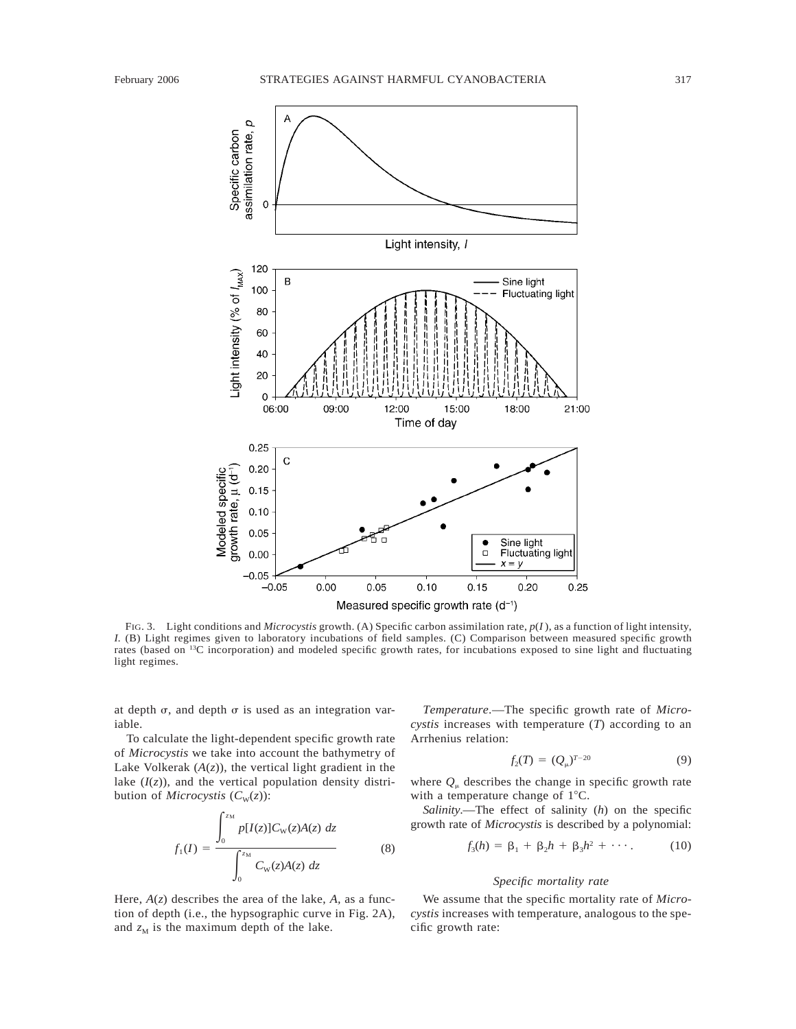FIG. 3. Light conditions and *Microcystis* growth. (A) Specific carbon assimilation rate, $p(I)$, as a function of light intensity, $I$. (B) Light regimes given to laboratory incubations of field samples. (C) Comparison between measured specific growth rates (based on $^{13}C$ incorporation) and modeled specific growth rates, for incubations exposed to sine light and fluctuating light regimes.

at depth $\sigma$, and depth $\sigma$ is used as an integration variable.

To calculate the light-dependent specific growth rate of *Microcystis* we take into account the bathymetry of Lake Volkerak ($A(z)$), the vertical light gradient in the lake ($I(z)$), and the vertical population density distribution of *Microcystis* ($C_W(z)$):

$$f_1(I) = \frac{\int_0^{z_M} p[I(z)]C_W(z)A(z)\ dz}{\int_0^{z_M} C_W(z)A(z)\ dz} \tag{8}$$

Here, $A(z)$ describes the area of the lake, $A$, as a function of depth (i.e., the hypsographic curve in Fig. 2A), and $z_M$ is the maximum depth of the lake.

*Temperature*.—The specific growth rate of *Microcystis* increases with temperature ($T$) according to an Arrhenius relation:

$$f_2(T) = (Q_\mu)^{T-20} \tag{9}$$

where $Q_\mu$ describes the change in specific growth rate with a temperature change of 1°C.

*Salinity*.—The effect of salinity ($h$) on the specific growth rate of *Microcystis* is described by a polynomial:

$$f_3(h) = \beta_1 + \beta_2 h + \beta_3 h^2 + \cdots. \tag{10}$$

### *Specific mortality rate*

We assume that the specific mortality rate of *Microcystis* increases with temperature, analogous to the specific growth rate: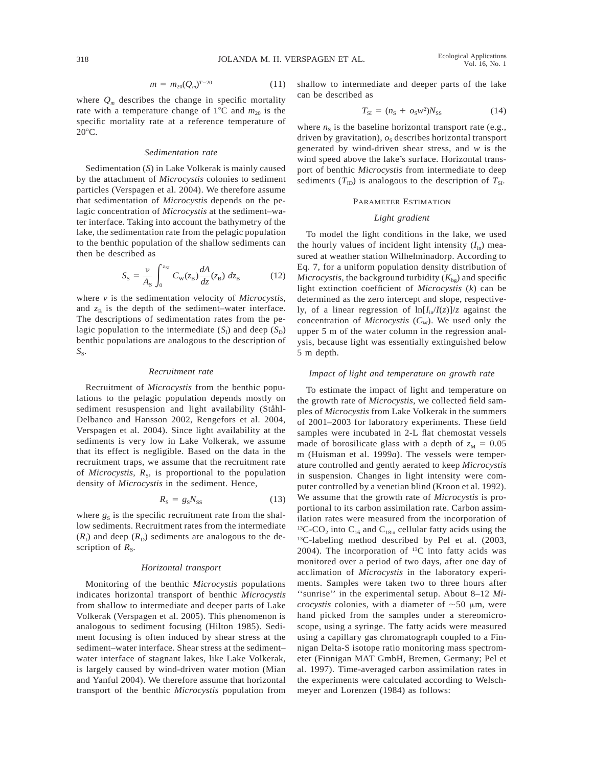$$m = m_{20}(Q_m)^{T-20} \tag{11}$$

where $Q_m$ describes the change in specific mortality rate with a temperature change of 1°C and $m_{20}$ is the specific mortality rate at a reference temperature of 20°C.

### *Sedimentation rate*

Sedimentation ($S$) in Lake Volkerak is mainly caused by the attachment of *Microcystis* colonies to sediment particles (Verspagen et al. 2004). We therefore assume that sedimentation of *Microcystis* depends on the pelagic concentration of *Microcystis* at the sediment–water interface. Taking into account the bathymetry of the lake, the sedimentation rate from the pelagic population to the benthic population of the shallow sediments can then be described as

$$S_S = \frac{v}{A_S}\int_0^{z_{SI}} C_W(z_B)\frac{dA}{dz}(z_B)\ dz_B \tag{12}$$

where $v$ is the sedimentation velocity of *Microcystis*, and $z_B$ is the depth of the sediment–water interface. The descriptions of sedimentation rates from the pelagic population to the intermediate ($S_I$) and deep ($S_D$) benthic populations are analogous to the description of $S_S$.

### *Recruitment rate*

Recruitment of *Microcystis* from the benthic populations to the pelagic population depends mostly on sediment resuspension and light availability (Ståhl-Delbanco and Hansson 2002, Rengefors et al. 2004, Verspagen et al. 2004). Since light availability at the sediments is very low in Lake Volkerak, we assume that its effect is negligible. Based on the data in the recruitment traps, we assume that the recruitment rate of *Microcystis*, $R_S$, is proportional to the population density of *Microcystis* in the sediment. Hence,

$$R_S = g_S N_{SS} \tag{13}$$

where $g_S$ is the specific recruitment rate from the shallow sediments. Recruitment rates from the intermediate ($R_I$) and deep ($R_D$) sediments are analogous to the description of $R_S$.

### *Horizontal transport*

Monitoring of the benthic *Microcystis* populations indicates horizontal transport of benthic *Microcystis* from shallow to intermediate and deeper parts of Lake Volkerak (Verspagen et al. 2005). This phenomenon is analogous to sediment focusing (Hilton 1985). Sediment focusing is often induced by shear stress at the sediment–water interface. Shear stress at the sediment–water interface of stagnant lakes, like Lake Volkerak, is largely caused by wind-driven water motion (Mian and Yanful 2004). We therefore assume that horizontal transport of the benthic *Microcystis* population from shallow to intermediate and deeper parts of the lake can be described as

$$T_{SI} = (n_S + o_S w^2)N_{SS} \tag{14}$$

where $n_S$ is the baseline horizontal transport rate (e.g., driven by gravitation), $o_S$ describes horizontal transport generated by wind-driven shear stress, and $w$ is the wind speed above the lake's surface. Horizontal transport of benthic *Microcystis* from intermediate to deep sediments ($T_{ID}$) is analogous to the description of $T_{SI}$.

## Parameter Estimation

### *Light gradient*

To model the light conditions in the lake, we used the hourly values of incident light intensity ($I_{in}$) measured at weather station Wilhelminadorp. According to Eq. 7, for a uniform population density distribution of *Microcystis*, the background turbidity ($K_{bg}$) and specific light extinction coefficient of *Microcystis* ($k$) can be determined as the zero intercept and slope, respectively, of a linear regression of $\ln[I_{in}/I(z)]/z$ against the concentration of *Microcystis* ($C_W$). We used only the upper 5 m of the water column in the regression analysis, because light was essentially extinguished below 5 m depth.

### *Impact of light and temperature on growth rate*

To estimate the impact of light and temperature on the growth rate of *Microcystis*, we collected field samples of *Microcystis* from Lake Volkerak in the summers of 2001–2003 for laboratory experiments. These field samples were incubated in 2-L flat chemostat vessels made of borosilicate glass with a depth of $z_M = 0.05$ m (Huisman et al. 1999*a*). The vessels were temperature controlled and gently aerated to keep *Microcystis* in suspension. Changes in light intensity were computer controlled by a venetian blind (Kroon et al. 1992). We assume that the growth rate of *Microcystis* is proportional to its carbon assimilation rate. Carbon assimilation rates were measured from the incorporation of $^{13}C\text{-}CO_2$ into $C_{16}$ and $C_{18:n}$ cellular fatty acids using the $^{13}C$-labeling method described by Pel et al. (2003, 2004). The incorporation of $^{13}C$ into fatty acids was monitored over a period of two days, after one day of acclimation of *Microcystis* in the laboratory experiments. Samples were taken two to three hours after "sunrise" in the experimental setup. About 8–12 *Microcystis* colonies, with a diameter of ~50 μm, were hand picked from the samples under a stereomicroscope, using a syringe. The fatty acids were measured using a capillary gas chromatograph coupled to a Finnigan Delta-S isotope ratio monitoring mass spectrometer (Finnigan MAT GmbH, Bremen, Germany; Pel et al. 1997). Time-averaged carbon assimilation rates in the experiments were calculated according to Welschmeyer and Lorenzen (1984) as follows: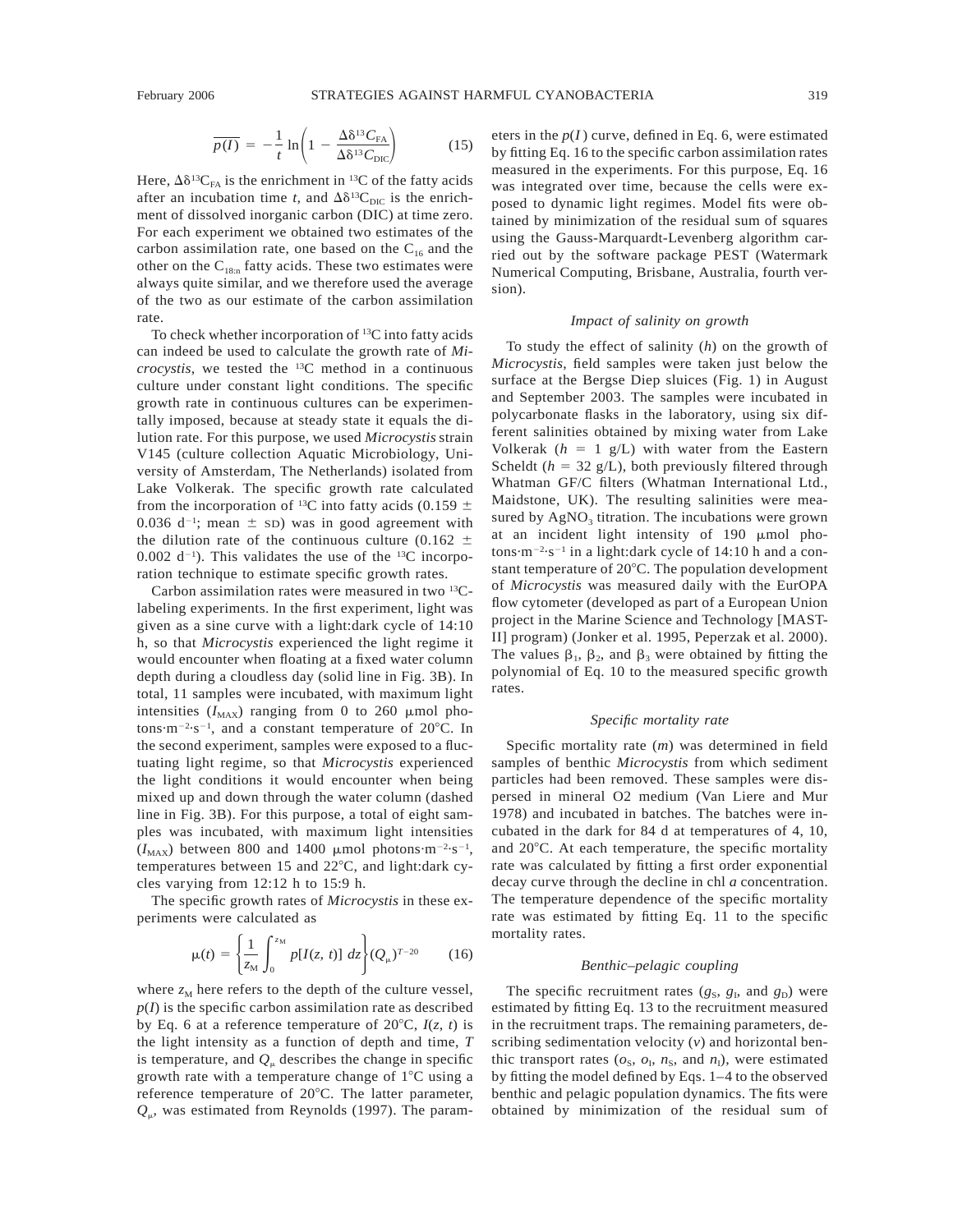$$\overline{p(I)} = -\frac{1}{t}\ln\left(1 - \frac{\Delta\delta^{13}C_{FA}}{\Delta\delta^{13}C_{DIC}}\right) \qquad (15)$$

Here, $\Delta\delta^{13}C_{FA}$ is the enrichment in $^{13}C$ of the fatty acids after an incubation time *t*, and $\Delta\delta^{13}C_{DIC}$ is the enrichment of dissolved inorganic carbon (DIC) at time zero. For each experiment we obtained two estimates of the carbon assimilation rate, one based on the $C_{16}$ and the other on the $C_{18:n}$ fatty acids. These two estimates were always quite similar, and we therefore used the average of the two as our estimate of the carbon assimilation rate.

To check whether incorporation of $^{13}C$ into fatty acids can indeed be used to calculate the growth rate of *Microcystis*, we tested the $^{13}C$ method in a continuous culture under constant light conditions. The specific growth rate in continuous cultures can be experimentally imposed, because at steady state it equals the dilution rate. For this purpose, we used *Microcystis* strain V145 (culture collection Aquatic Microbiology, University of Amsterdam, The Netherlands) isolated from Lake Volkerak. The specific growth rate calculated from the incorporation of $^{13}C$ into fatty acids (0.159 ± 0.036 $d^{-1}$; mean ± SD) was in good agreement with the dilution rate of the continuous culture (0.162 ± 0.002 $d^{-1}$). This validates the use of the $^{13}C$ incorporation technique to estimate specific growth rates.

Carbon assimilation rates were measured in two $^{13}C$-labeling experiments. In the first experiment, light was given as a sine curve with a light:dark cycle of 14:10 h, so that *Microcystis* experienced the light regime it would encounter when floating at a fixed water column depth during a cloudless day (solid line in Fig. 3B). In total, 11 samples were incubated, with maximum light intensities ($I_{MAX}$) ranging from 0 to 260 μmol photons·$m^{-2}$·$s^{-1}$, and a constant temperature of 20°C. In the second experiment, samples were exposed to a fluctuating light regime, so that *Microcystis* experienced the light conditions it would encounter when being mixed up and down through the water column (dashed line in Fig. 3B). For this purpose, a total of eight samples was incubated, with maximum light intensities ($I_{MAX}$) between 800 and 1400 μmol photons·$m^{-2}$·$s^{-1}$, temperatures between 15 and 22°C, and light:dark cycles varying from 12:12 h to 15:9 h.

The specific growth rates of *Microcystis* in these experiments were calculated as

$$\mu(t) = \left\{\frac{1}{z_M}\int_0^{z_M} p[I(z,t)]\,dz\right\}(Q_\mu)^{T-20} \qquad (16)$$

where $z_M$ here refers to the depth of the culture vessel, $p(I)$ is the specific carbon assimilation rate as described by Eq. 6 at a reference temperature of 20°C, $I(z, t)$ is the light intensity as a function of depth and time, $T$ is temperature, and $Q_\mu$ describes the change in specific growth rate with a temperature change of 1°C using a reference temperature of 20°C. The latter parameter, $Q_\mu$, was estimated from Reynolds (1997). The parameters in the $p(I)$ curve, defined in Eq. 6, were estimated by fitting Eq. 16 to the specific carbon assimilation rates measured in the experiments. For this purpose, Eq. 16 was integrated over time, because the cells were exposed to dynamic light regimes. Model fits were obtained by minimization of the residual sum of squares using the Gauss-Marquardt-Levenberg algorithm carried out by the software package PEST (Watermark Numerical Computing, Brisbane, Australia, fourth version).

### *Impact of salinity on growth*

To study the effect of salinity ($h$) on the growth of *Microcystis*, field samples were taken just below the surface at the Bergse Diep sluices (Fig. 1) in August and September 2003. The samples were incubated in polycarbonate flasks in the laboratory, using six different salinities obtained by mixing water from Lake Volkerak ($h$ = 1 g/L) with water from the Eastern Scheldt ($h$ = 32 g/L), both previously filtered through Whatman GF/C filters (Whatman International Ltd., Maidstone, UK). The resulting salinities were measured by $AgNO_3$ titration. The incubations were grown at an incident light intensity of 190 μmol photons·$m^{-2}$·$s^{-1}$ in a light:dark cycle of 14:10 h and a constant temperature of 20°C. The population development of *Microcystis* was measured daily with the EurOPA flow cytometer (developed as part of a European Union project in the Marine Science and Technology [MAST-II] program) (Jonker et al. 1995, Peperzak et al. 2000). The values $\beta_1$, $\beta_2$, and $\beta_3$ were obtained by fitting the polynomial of Eq. 10 to the measured specific growth rates.

### *Specific mortality rate*

Specific mortality rate ($m$) was determined in field samples of benthic *Microcystis* from which sediment particles had been removed. These samples were dispersed in mineral O2 medium (Van Liere and Mur 1978) and incubated in batches. The batches were incubated in the dark for 84 d at temperatures of 4, 10, and 20°C. At each temperature, the specific mortality rate was calculated by fitting a first order exponential decay curve through the decline in chl *a* concentration. The temperature dependence of the specific mortality rate was estimated by fitting Eq. 11 to the specific mortality rates.

### *Benthic–pelagic coupling*

The specific recruitment rates ($g_S$, $g_I$, and $g_D$) were estimated by fitting Eq. 13 to the recruitment measured in the recruitment traps. The remaining parameters, describing sedimentation velocity ($v$) and horizontal benthic transport rates ($o_S$, $o_I$, $n_S$, and $n_I$), were estimated by fitting the model defined by Eqs. 1–4 to the observed benthic and pelagic population dynamics. The fits were obtained by minimization of the residual sum of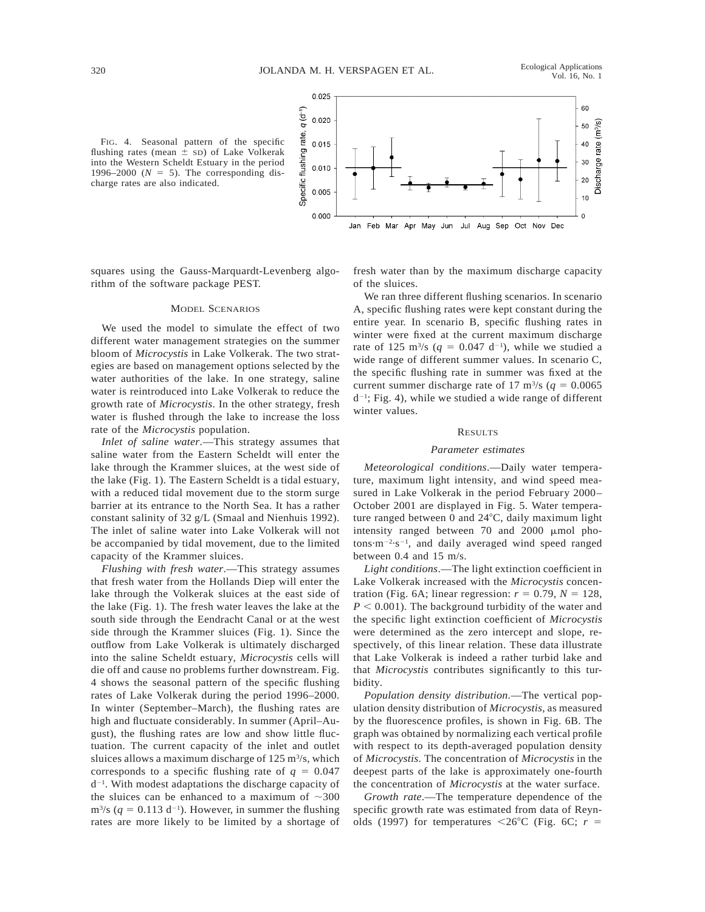FIG. 4. Seasonal pattern of the specific flushing rates (mean ± SD) of Lake Volkerak into the Western Scheldt Estuary in the period 1996–2000 ($N$ = 5). The corresponding discharge rates are also indicated.

squares using the Gauss-Marquardt-Levenberg algorithm of the software package PEST.

## MODEL SCENARIOS

We used the model to simulate the effect of two different water management strategies on the summer bloom of *Microcystis* in Lake Volkerak. The two strategies are based on management options selected by the water authorities of the lake. In one strategy, saline water is reintroduced into Lake Volkerak to reduce the growth rate of *Microcystis*. In the other strategy, fresh water is flushed through the lake to increase the loss rate of the *Microcystis* population.

*Inlet of saline water*.—This strategy assumes that saline water from the Eastern Scheldt will enter the lake through the Krammer sluices, at the west side of the lake (Fig. 1). The Eastern Scheldt is a tidal estuary, with a reduced tidal movement due to the storm surge barrier at its entrance to the North Sea. It has a rather constant salinity of 32 g/L (Smaal and Nienhuis 1992). The inlet of saline water into Lake Volkerak will not be accompanied by tidal movement, due to the limited capacity of the Krammer sluices.

*Flushing with fresh water*.—This strategy assumes that fresh water from the Hollands Diep will enter the lake through the Volkerak sluices at the east side of the lake (Fig. 1). The fresh water leaves the lake at the south side through the Eendracht Canal or at the west side through the Krammer sluices (Fig. 1). Since the outflow from Lake Volkerak is ultimately discharged into the saline Scheldt estuary, *Microcystis* cells will die off and cause no problems further downstream. Fig. 4 shows the seasonal pattern of the specific flushing rates of Lake Volkerak during the period 1996–2000. In winter (September–March), the flushing rates are high and fluctuate considerably. In summer (April–August), the flushing rates are low and show little fluctuation. The current capacity of the inlet and outlet sluices allows a maximum discharge of 125 $m^3/s$, which corresponds to a specific flushing rate of $q$ = 0.047 $d^{-1}$. With modest adaptations the discharge capacity of the sluices can be enhanced to a maximum of ~300 $m^3/s$ ($q$ = 0.113 $d^{-1}$). However, in summer the flushing rates are more likely to be limited by a shortage of fresh water than by the maximum discharge capacity of the sluices.

We ran three different flushing scenarios. In scenario A, specific flushing rates were kept constant during the entire year. In scenario B, specific flushing rates in winter were fixed at the current maximum discharge rate of 125 $m^3/s$ ($q$ = 0.047 $d^{-1}$), while we studied a wide range of different summer values. In scenario C, the specific flushing rate in summer was fixed at the current summer discharge rate of 17 $m^3/s$ ($q$ = 0.0065 $d^{-1}$; Fig. 4), while we studied a wide range of different winter values.

## RESULTS

### Parameter estimates

*Meteorological conditions*.—Daily water temperature, maximum light intensity, and wind speed measured in Lake Volkerak in the period February 2000–October 2001 are displayed in Fig. 5. Water temperature ranged between 0 and 24°C, daily maximum light intensity ranged between 70 and 2000 μmol photons·$m^{-2}$·$s^{-1}$, and daily averaged wind speed ranged between 0.4 and 15 m/s.

*Light conditions*.—The light extinction coefficient in Lake Volkerak increased with the *Microcystis* concentration (Fig. 6A; linear regression: $r$ = 0.79, $N$ = 128, $P$ < 0.001). The background turbidity of the water and the specific light extinction coefficient of *Microcystis* were determined as the zero intercept and slope, respectively, of this linear relation. These data illustrate that Lake Volkerak is indeed a rather turbid lake and that *Microcystis* contributes significantly to this turbidity.

*Population density distribution*.—The vertical population density distribution of *Microcystis*, as measured by the fluorescence profiles, is shown in Fig. 6B. The graph was obtained by normalizing each vertical profile with respect to its depth-averaged population density of *Microcystis*. The concentration of *Microcystis* in the deepest parts of the lake is approximately one-fourth the concentration of *Microcystis* at the water surface.

*Growth rate*.—The temperature dependence of the specific growth rate was estimated from data of Reynolds (1997) for temperatures <26°C (Fig. 6C; $r$ =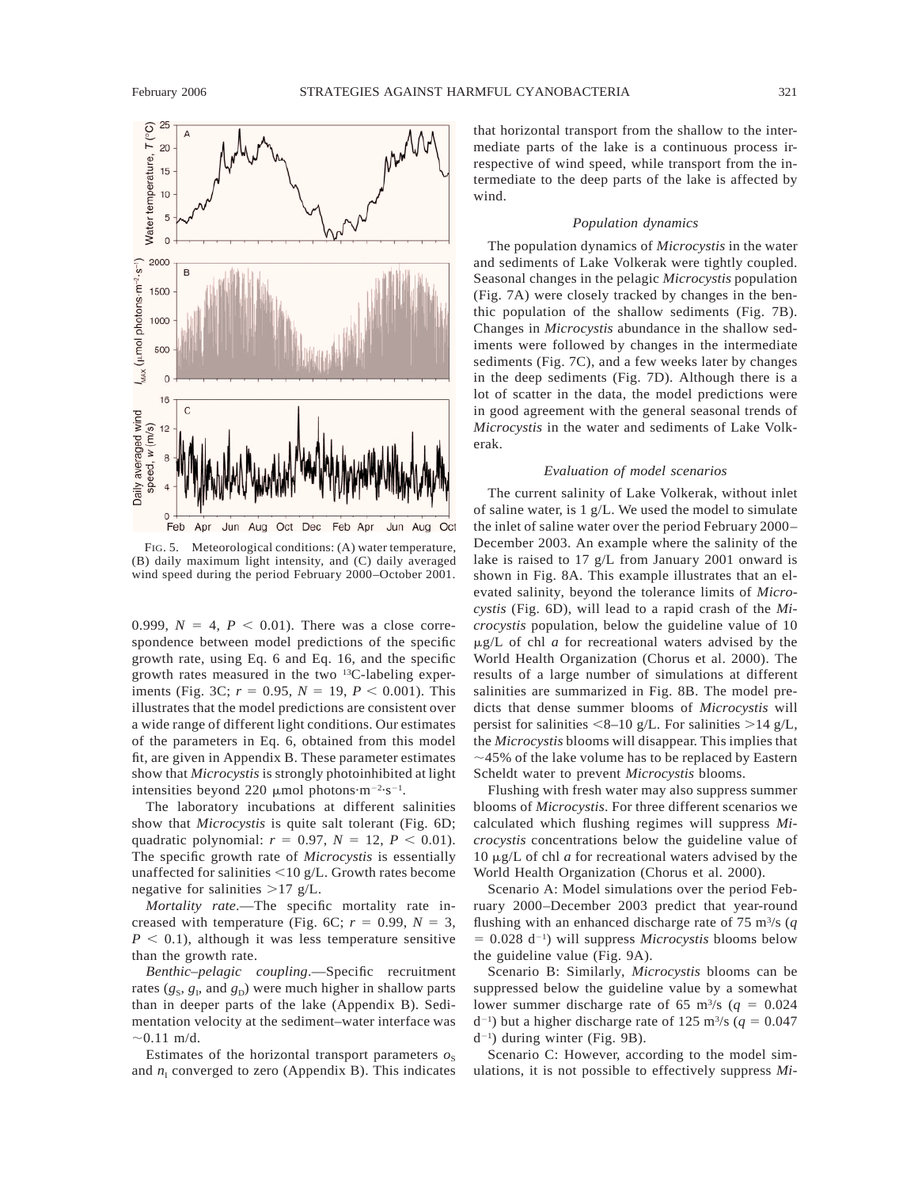FIG. 5. Meteorological conditions: (A) water temperature, (B) daily maximum light intensity, and (C) daily averaged wind speed during the period February 2000–October 2001.

0.999, $N = 4$, $P < 0.01$). There was a close correspondence between model predictions of the specific growth rate, using Eq. 6 and Eq. 16, and the specific growth rates measured in the two $^{13}$C-labeling experiments (Fig. 3C; $r = 0.95$, $N = 19$, $P < 0.001$). This illustrates that the model predictions are consistent over a wide range of different light conditions. Our estimates of the parameters in Eq. 6, obtained from this model fit, are given in Appendix B. These parameter estimates show that *Microcystis* is strongly photoinhibited at light intensities beyond 220 μmol photons·m$^{-2}$·s$^{-1}$.

The laboratory incubations at different salinities show that *Microcystis* is quite salt tolerant (Fig. 6D; quadratic polynomial: $r = 0.97$, $N = 12$, $P < 0.01$). The specific growth rate of *Microcystis* is essentially unaffected for salinities <10 g/L. Growth rates become negative for salinities >17 g/L.

*Mortality rate*.—The specific mortality rate increased with temperature (Fig. 6C; $r = 0.99$, $N = 3$, $P < 0.1$), although it was less temperature sensitive than the growth rate.

*Benthic–pelagic coupling*.—Specific recruitment rates ($g_S$, $g_I$, and $g_D$) were much higher in shallow parts than in deeper parts of the lake (Appendix B). Sedimentation velocity at the sediment–water interface was ~0.11 m/d.

Estimates of the horizontal transport parameters $o_S$ and $n_I$ converged to zero (Appendix B). This indicates that horizontal transport from the shallow to the intermediate parts of the lake is a continuous process irrespective of wind speed, while transport from the intermediate to the deep parts of the lake is affected by wind.

### *Population dynamics*

The population dynamics of *Microcystis* in the water and sediments of Lake Volkerak were tightly coupled. Seasonal changes in the pelagic *Microcystis* population (Fig. 7A) were closely tracked by changes in the benthic population of the shallow sediments (Fig. 7B). Changes in *Microcystis* abundance in the shallow sediments were followed by changes in the intermediate sediments (Fig. 7C), and a few weeks later by changes in the deep sediments (Fig. 7D). Although there is a lot of scatter in the data, the model predictions were in good agreement with the general seasonal trends of *Microcystis* in the water and sediments of Lake Volkerak.

### *Evaluation of model scenarios*

The current salinity of Lake Volkerak, without inlet of saline water, is 1 g/L. We used the model to simulate the inlet of saline water over the period February 2000–December 2003. An example where the salinity of the lake is raised to 17 g/L from January 2001 onward is shown in Fig. 8A. This example illustrates that an elevated salinity, beyond the tolerance limits of *Microcystis* (Fig. 6D), will lead to a rapid crash of the *Microcystis* population, below the guideline value of 10 μg/L of chl *a* for recreational waters advised by the World Health Organization (Chorus et al. 2000). The results of a large number of simulations at different salinities are summarized in Fig. 8B. The model predicts that dense summer blooms of *Microcystis* will persist for salinities <8–10 g/L. For salinities >14 g/L, the *Microcystis* blooms will disappear. This implies that ~45% of the lake volume has to be replaced by Eastern Scheldt water to prevent *Microcystis* blooms.

Flushing with fresh water may also suppress summer blooms of *Microcystis*. For three different scenarios we calculated which flushing regimes will suppress *Microcystis* concentrations below the guideline value of 10 μg/L of chl *a* for recreational waters advised by the World Health Organization (Chorus et al. 2000).

Scenario A: Model simulations over the period February 2000–December 2003 predict that year-round flushing with an enhanced discharge rate of 75 m$^3$/s ($q = 0.028$ d$^{-1}$) will suppress *Microcystis* blooms below the guideline value (Fig. 9A).

Scenario B: Similarly, *Microcystis* blooms can be suppressed below the guideline value by a somewhat lower summer discharge rate of 65 m$^3$/s ($q = 0.024$ d$^{-1}$) but a higher discharge rate of 125 m$^3$/s ($q = 0.047$ d$^{-1}$) during winter (Fig. 9B).

Scenario C: However, according to the model simulations, it is not possible to effectively suppress *Mi-*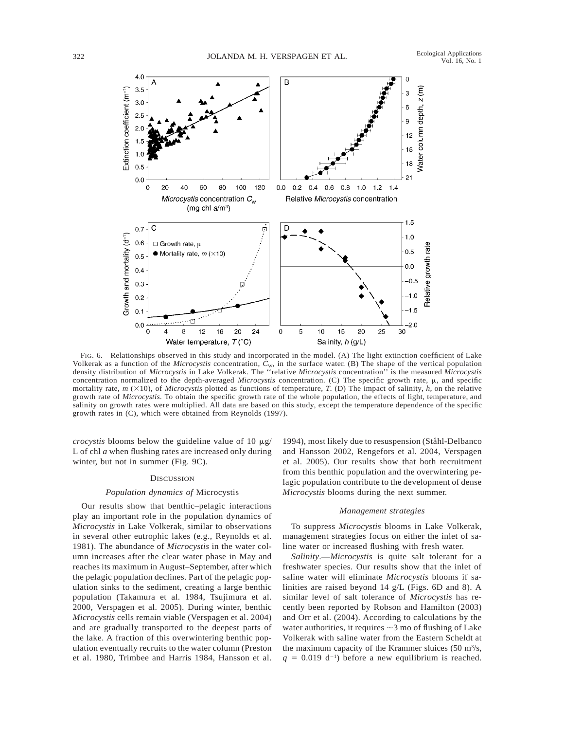FIG. 6. Relationships observed in this study and incorporated in the model. (A) The light extinction coefficient of Lake Volkerak as a function of the *Microcystis* concentration, $C_w$, in the surface water. (B) The shape of the vertical population density distribution of *Microcystis* in Lake Volkerak. The ''relative *Microcystis* concentration'' is the measured *Microcystis* concentration normalized to the depth-averaged *Microcystis* concentration. (C) The specific growth rate, $\mu$, and specific mortality rate, $m$ (×10), of *Microcystis* plotted as functions of temperature, $T$. (D) The impact of salinity, $h$, on the relative growth rate of *Microcystis*. To obtain the specific growth rate of the whole population, the effects of light, temperature, and salinity on growth rates were multiplied. All data are based on this study, except the temperature dependence of the specific growth rates in (C), which were obtained from Reynolds (1997).

*crocystis* blooms below the guideline value of 10 μg/L of chl *a* when flushing rates are increased only during winter, but not in summer (Fig. 9C).

## DISCUSSION

### *Population dynamics of* Microcystis

Our results show that benthic–pelagic interactions play an important role in the population dynamics of *Microcystis* in Lake Volkerak, similar to observations in several other eutrophic lakes (e.g., Reynolds et al. 1981). The abundance of *Microcystis* in the water column increases after the clear water phase in May and reaches its maximum in August–September, after which the pelagic population declines. Part of the pelagic population sinks to the sediment, creating a large benthic population (Takamura et al. 1984, Tsujimura et al. 2000, Verspagen et al. 2005). During winter, benthic *Microcystis* cells remain viable (Verspagen et al. 2004) and are gradually transported to the deepest parts of the lake. A fraction of this overwintering benthic population eventually recruits to the water column (Preston et al. 1980, Trimbee and Harris 1984, Hansson et al. 1994), most likely due to resuspension (Ståhl-Delbanco and Hansson 2002, Rengefors et al. 2004, Verspagen et al. 2005). Our results show that both recruitment from this benthic population and the overwintering pelagic population contribute to the development of dense *Microcystis* blooms during the next summer.

### *Management strategies*

To suppress *Microcystis* blooms in Lake Volkerak, management strategies focus on either the inlet of saline water or increased flushing with fresh water.

*Salinity*.—*Microcystis* is quite salt tolerant for a freshwater species. Our results show that the inlet of saline water will eliminate *Microcystis* blooms if salinities are raised beyond 14 g/L (Figs. 6D and 8). A similar level of salt tolerance of *Microcystis* has recently been reported by Robson and Hamilton (2003) and Orr et al. (2004). According to calculations by the water authorities, it requires ~3 mo of flushing of Lake Volkerak with saline water from the Eastern Scheldt at the maximum capacity of the Krammer sluices (50 $m^3$/s, $q = 0.019\ d^{-1}$) before a new equilibrium is reached.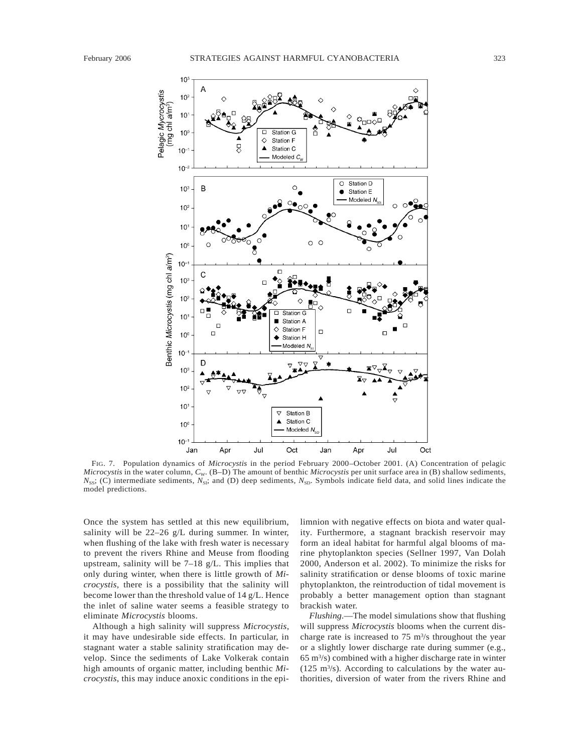FIG. 7. Population dynamics of *Microcystis* in the period February 2000–October 2001. (A) Concentration of pelagic *Microcystis* in the water column, $C_W$. (B–D) The amount of benthic *Microcystis* per unit surface area in (B) shallow sediments, $N_{SS}$; (C) intermediate sediments, $N_{SI}$; and (D) deep sediments, $N_{SD}$. Symbols indicate field data, and solid lines indicate the model predictions.

Once the system has settled at this new equilibrium, salinity will be 22–26 g/L during summer. In winter, when flushing of the lake with fresh water is necessary to prevent the rivers Rhine and Meuse from flooding upstream, salinity will be 7–18 g/L. This implies that only during winter, when there is little growth of *Microcystis*, there is a possibility that the salinity will become lower than the threshold value of 14 g/L. Hence the inlet of saline water seems a feasible strategy to eliminate *Microcystis* blooms.

Although a high salinity will suppress *Microcystis*, it may have undesirable side effects. In particular, in stagnant water a stable salinity stratification may develop. Since the sediments of Lake Volkerak contain high amounts of organic matter, including benthic *Microcystis*, this may induce anoxic conditions in the epilimnion with negative effects on biota and water quality. Furthermore, a stagnant brackish reservoir may form an ideal habitat for harmful algal blooms of marine phytoplankton species (Sellner 1997, Van Dolah 2000, Anderson et al. 2002). To minimize the risks for salinity stratification or dense blooms of toxic marine phytoplankton, the reintroduction of tidal movement is probably a better management option than stagnant brackish water.

*Flushing*.—The model simulations show that flushing will suppress *Microcystis* blooms when the current discharge rate is increased to 75 $m^3/s$ throughout the year or a slightly lower discharge rate during summer (e.g., 65 $m^3/s$) combined with a higher discharge rate in winter (125 $m^3/s$). According to calculations by the water authorities, diversion of water from the rivers Rhine and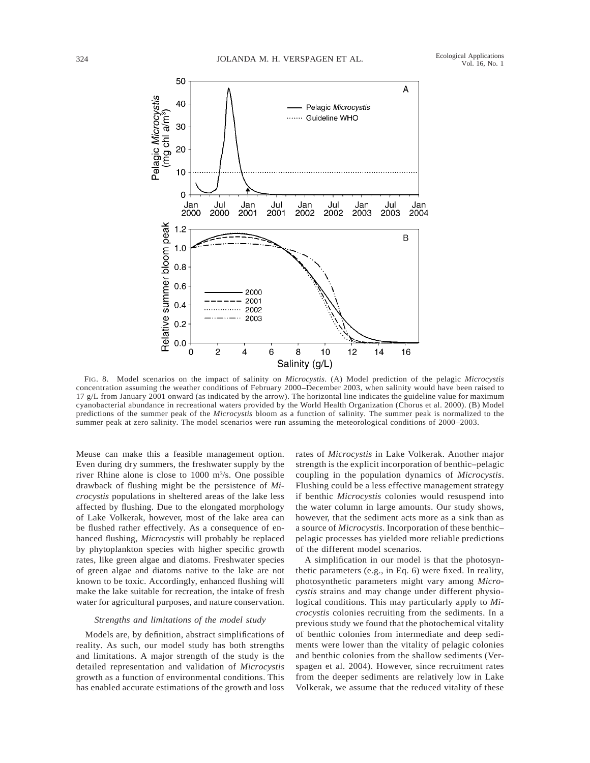FIG. 8. Model scenarios on the impact of salinity on *Microcystis*. (A) Model prediction of the pelagic *Microcystis* concentration assuming the weather conditions of February 2000–December 2003, when salinity would have been raised to 17 g/L from January 2001 onward (as indicated by the arrow). The horizontal line indicates the guideline value for maximum cyanobacterial abundance in recreational waters provided by the World Health Organization (Chorus et al. 2000). (B) Model predictions of the summer peak of the *Microcystis* bloom as a function of salinity. The summer peak is normalized to the summer peak at zero salinity. The model scenarios were run assuming the meteorological conditions of 2000–2003.

Meuse can make this a feasible management option. Even during dry summers, the freshwater supply by the river Rhine alone is close to 1000 $m^3/s$. One possible drawback of flushing might be the persistence of *Microcystis* populations in sheltered areas of the lake less affected by flushing. Due to the elongated morphology of Lake Volkerak, however, most of the lake area can be flushed rather effectively. As a consequence of enhanced flushing, *Microcystis* will probably be replaced by phytoplankton species with higher specific growth rates, like green algae and diatoms. Freshwater species of green algae and diatoms native to the lake are not known to be toxic. Accordingly, enhanced flushing will make the lake suitable for recreation, the intake of fresh water for agricultural purposes, and nature conservation.

### *Strengths and limitations of the model study*

Models are, by definition, abstract simplifications of reality. As such, our model study has both strengths and limitations. A major strength of the study is the detailed representation and validation of *Microcystis* growth as a function of environmental conditions. This has enabled accurate estimations of the growth and loss rates of *Microcystis* in Lake Volkerak. Another major strength is the explicit incorporation of benthic–pelagic coupling in the population dynamics of *Microcystis*. Flushing could be a less effective management strategy if benthic *Microcystis* colonies would resuspend into the water column in large amounts. Our study shows, however, that the sediment acts more as a sink than as a source of *Microcystis*. Incorporation of these benthic–pelagic processes has yielded more reliable predictions of the different model scenarios.

A simplification in our model is that the photosynthetic parameters (e.g., in Eq. 6) were fixed. In reality, photosynthetic parameters might vary among *Microcystis* strains and may change under different physiological conditions. This may particularly apply to *Microcystis* colonies recruiting from the sediments. In a previous study we found that the photochemical vitality of benthic colonies from intermediate and deep sediments were lower than the vitality of pelagic colonies and benthic colonies from the shallow sediments (Verspagen et al. 2004). However, since recruitment rates from the deeper sediments are relatively low in Lake Volkerak, we assume that the reduced vitality of these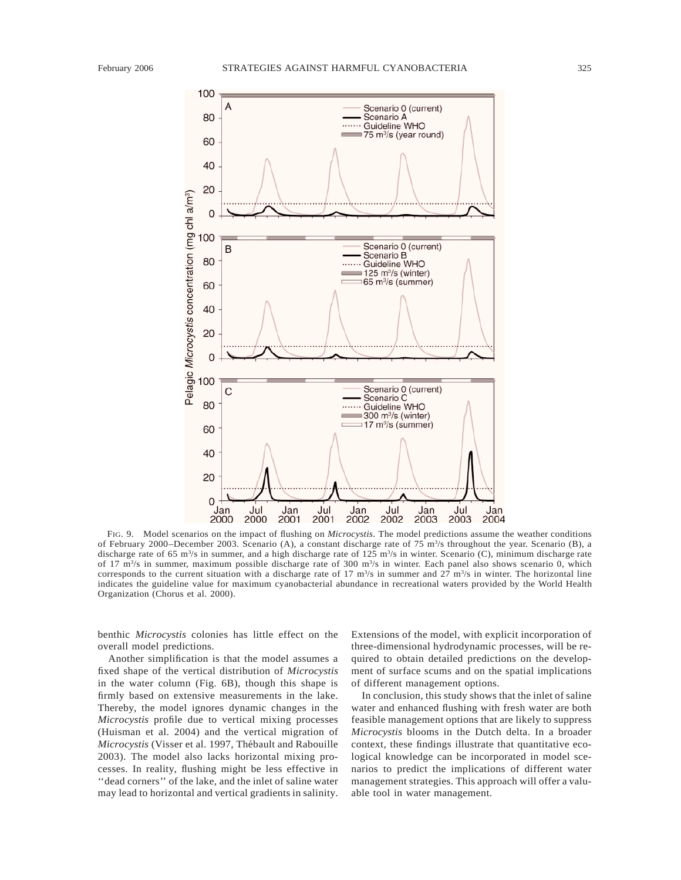FIG. 9. Model scenarios on the impact of flushing on *Microcystis*. The model predictions assume the weather conditions of February 2000–December 2003. Scenario (A), a constant discharge rate of 75 $m^3/s$ throughout the year. Scenario (B), a discharge rate of 65 $m^3/s$ in summer, and a high discharge rate of 125 $m^3/s$ in winter. Scenario (C), minimum discharge rate of 17 $m^3/s$ in summer, maximum possible discharge rate of 300 $m^3/s$ in winter. Each panel also shows scenario 0, which corresponds to the current situation with a discharge rate of 17 $m^3/s$ in summer and 27 $m^3/s$ in winter. The horizontal line indicates the guideline value for maximum cyanobacterial abundance in recreational waters provided by the World Health Organization (Chorus et al. 2000).

benthic *Microcystis* colonies has little effect on the overall model predictions.

Another simplification is that the model assumes a fixed shape of the vertical distribution of *Microcystis* in the water column (Fig. 6B), though this shape is firmly based on extensive measurements in the lake. Thereby, the model ignores dynamic changes in the *Microcystis* profile due to vertical mixing processes (Huisman et al. 2004) and the vertical migration of *Microcystis* (Visser et al. 1997, Thébault and Rabouille 2003). The model also lacks horizontal mixing processes. In reality, flushing might be less effective in ''dead corners'' of the lake, and the inlet of saline water may lead to horizontal and vertical gradients in salinity. Extensions of the model, with explicit incorporation of three-dimensional hydrodynamic processes, will be required to obtain detailed predictions on the development of surface scums and on the spatial implications of different management options.

In conclusion, this study shows that the inlet of saline water and enhanced flushing with fresh water are both feasible management options that are likely to suppress *Microcystis* blooms in the Dutch delta. In a broader context, these findings illustrate that quantitative ecological knowledge can be incorporated in model scenarios to predict the implications of different water management strategies. This approach will offer a valuable tool in water management.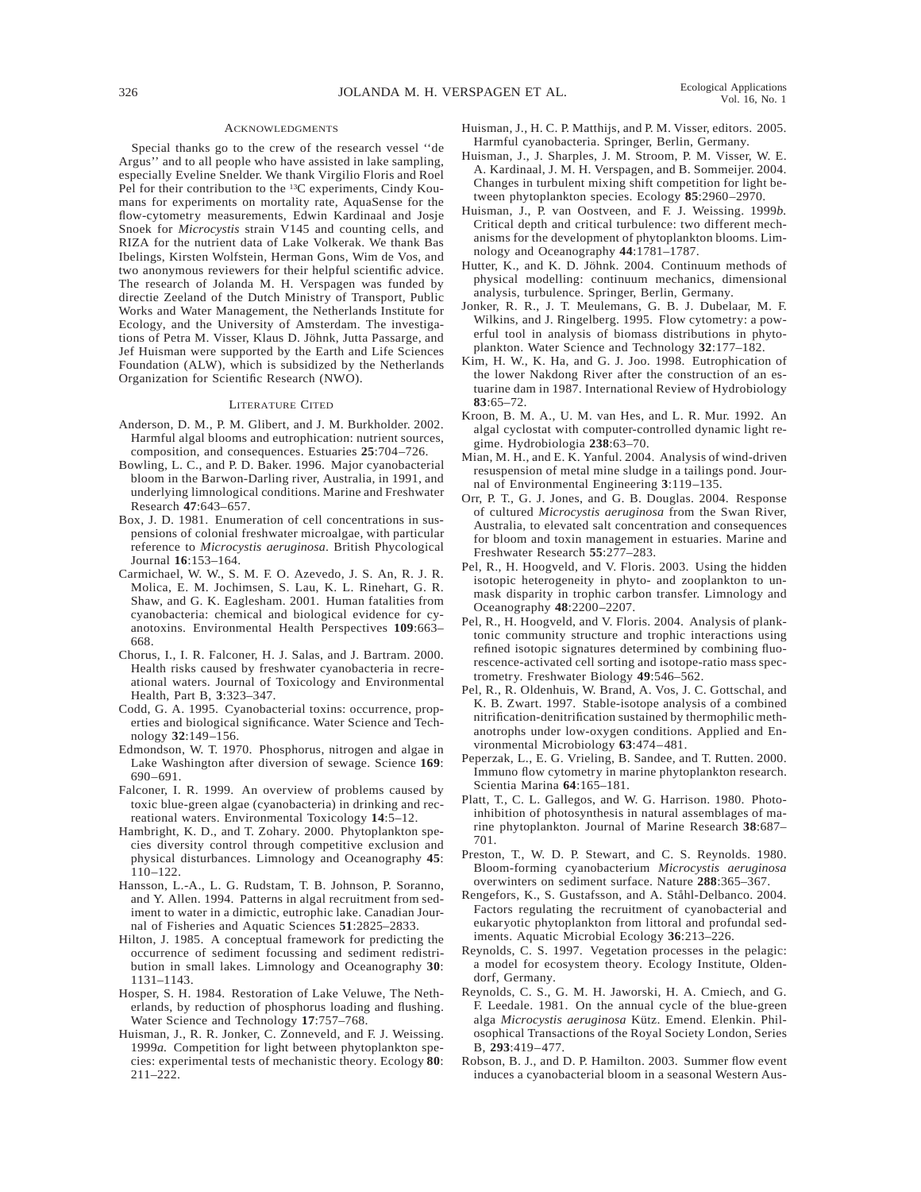## Acknowledgments

Special thanks go to the crew of the research vessel ''de Argus'' and to all people who have assisted in lake sampling, especially Eveline Snelder. We thank Virgilio Floris and Roel Pel for their contribution to the $^{13}C$ experiments, Cindy Koumans for experiments on mortality rate, AquaSense for the flow-cytometry measurements, Edwin Kardinaal and Josje Snoek for *Microcystis* strain V145 and counting cells, and RIZA for the nutrient data of Lake Volkerak. We thank Bas Ibelings, Kirsten Wolfstein, Herman Gons, Wim de Vos, and two anonymous reviewers for their helpful scientific advice. The research of Jolanda M. H. Verspagen was funded by directie Zeeland of the Dutch Ministry of Transport, Public Works and Water Management, the Netherlands Institute for Ecology, and the University of Amsterdam. The investigations of Petra M. Visser, Klaus D. Jöhnk, Jutta Passarge, and Jef Huisman were supported by the Earth and Life Sciences Foundation (ALW), which is subsidized by the Netherlands Organization for Scientific Research (NWO).

## Literature Cited

Anderson, D. M., P. M. Glibert, and J. M. Burkholder. 2002. Harmful algal blooms and eutrophication: nutrient sources, composition, and consequences. Estuaries **25**:704–726.

Bowling, L. C., and P. D. Baker. 1996. Major cyanobacterial bloom in the Barwon-Darling river, Australia, in 1991, and underlying limnological conditions. Marine and Freshwater Research **47**:643–657.

Box, J. D. 1981. Enumeration of cell concentrations in suspensions of colonial freshwater microalgae, with particular reference to *Microcystis aeruginosa*. British Phycological Journal **16**:153–164.

Carmichael, W. W., S. M. F. O. Azevedo, J. S. An, R. J. R. Molica, E. M. Jochimsen, S. Lau, K. L. Rinehart, G. R. Shaw, and G. K. Eaglesham. 2001. Human fatalities from cyanobacteria: chemical and biological evidence for cyanotoxins. Environmental Health Perspectives **109**:663–668.

Chorus, I., I. R. Falconer, H. J. Salas, and J. Bartram. 2000. Health risks caused by freshwater cyanobacteria in recreational waters. Journal of Toxicology and Environmental Health, Part B, **3**:323–347.

Codd, G. A. 1995. Cyanobacterial toxins: occurrence, properties and biological significance. Water Science and Technology **32**:149–156.

Edmondson, W. T. 1970. Phosphorus, nitrogen and algae in Lake Washington after diversion of sewage. Science **169**: 690–691.

Falconer, I. R. 1999. An overview of problems caused by toxic blue-green algae (cyanobacteria) in drinking and recreational waters. Environmental Toxicology **14**:5–12.

Hambright, K. D., and T. Zohary. 2000. Phytoplankton species diversity control through competitive exclusion and physical disturbances. Limnology and Oceanography **45**: 110–122.

Hansson, L.-A., L. G. Rudstam, T. B. Johnson, P. Soranno, and Y. Allen. 1994. Patterns in algal recruitment from sediment to water in a dimictic, eutrophic lake. Canadian Journal of Fisheries and Aquatic Sciences **51**:2825–2833.

Hilton, J. 1985. A conceptual framework for predicting the occurrence of sediment focussing and sediment redistribution in small lakes. Limnology and Oceanography **30**: 1131–1143.

Hosper, S. H. 1984. Restoration of Lake Veluwe, The Netherlands, by reduction of phosphorus loading and flushing. Water Science and Technology **17**:757–768.

Huisman, J., R. R. Jonker, C. Zonneveld, and F. J. Weissing. 1999*a*. Competition for light between phytoplankton species: experimental tests of mechanistic theory. Ecology **80**: 211–222.

Huisman, J., H. C. P. Matthijs, and P. M. Visser, editors. 2005. Harmful cyanobacteria. Springer, Berlin, Germany.

Huisman, J., J. Sharples, J. M. Stroom, P. M. Visser, W. E. A. Kardinaal, J. M. H. Verspagen, and B. Sommeijer. 2004. Changes in turbulent mixing shift competition for light between phytoplankton species. Ecology **85**:2960–2970.

Huisman, J., P. van Oostveen, and F. J. Weissing. 1999*b*. Critical depth and critical turbulence: two different mechanisms for the development of phytoplankton blooms. Limnology and Oceanography **44**:1781–1787.

Hutter, K., and K. D. Jöhnk. 2004. Continuum methods of physical modelling: continuum mechanics, dimensional analysis, turbulence. Springer, Berlin, Germany.

Jonker, R. R., J. T. Meulemans, G. B. J. Dubelaar, M. F. Wilkins, and J. Ringelberg. 1995. Flow cytometry: a powerful tool in analysis of biomass distributions in phytoplankton. Water Science and Technology **32**:177–182.

Kim, H. W., K. Ha, and G. J. Joo. 1998. Eutrophication of the lower Nakdong River after the construction of an estuarine dam in 1987. International Review of Hydrobiology **83**:65–72.

Kroon, B. M. A., U. M. van Hes, and L. R. Mur. 1992. An algal cyclostat with computer-controlled dynamic light regime. Hydrobiologia **238**:63–70.

Mian, M. H., and E. K. Yanful. 2004. Analysis of wind-driven resuspension of metal mine sludge in a tailings pond. Journal of Environmental Engineering **3**:119–135.

Orr, P. T., G. J. Jones, and G. B. Douglas. 2004. Response of cultured *Microcystis aeruginosa* from the Swan River, Australia, to elevated salt concentration and consequences for bloom and toxin management in estuaries. Marine and Freshwater Research **55**:277–283.

Pel, R., H. Hoogveld, and V. Floris. 2003. Using the hidden isotopic heterogeneity in phyto- and zooplankton to unmask disparity in trophic carbon transfer. Limnology and Oceanography **48**:2200–2207.

Pel, R., H. Hoogveld, and V. Floris. 2004. Analysis of planktonic community structure and trophic interactions using refined isotopic signatures determined by combining fluorescence-activated cell sorting and isotope-ratio mass spectrometry. Freshwater Biology **49**:546–562.

Pel, R., R. Oldenhuis, W. Brand, A. Vos, J. C. Gottschal, and K. B. Zwart. 1997. Stable-isotope analysis of a combined nitrification-denitrification sustained by thermophilic methanotrophs under low-oxygen conditions. Applied and Environmental Microbiology **63**:474–481.

Peperzak, L., E. G. Vrieling, B. Sandee, and T. Rutten. 2000. Immuno flow cytometry in marine phytoplankton research. Scientia Marina **64**:165–181.

Platt, T., C. L. Gallegos, and W. G. Harrison. 1980. Photoinhibition of photosynthesis in natural assemblages of marine phytoplankton. Journal of Marine Research **38**:687–701.

Preston, T., W. D. P. Stewart, and C. S. Reynolds. 1980. Bloom-forming cyanobacterium *Microcystis aeruginosa* overwinters on sediment surface. Nature **288**:365–367.

Rengefors, K., S. Gustafsson, and A. Ståhl-Delbanco. 2004. Factors regulating the recruitment of cyanobacterial and eukaryotic phytoplankton from littoral and profundal sediments. Aquatic Microbial Ecology **36**:213–226.

Reynolds, C. S. 1997. Vegetation processes in the pelagic: a model for ecosystem theory. Ecology Institute, Oldendorf, Germany.

Reynolds, C. S., G. M. H. Jaworski, H. A. Cmiech, and G. F. Leedale. 1981. On the annual cycle of the blue-green alga *Microcystis aeruginosa* Kütz. Emend. Elenkin. Philosophical Transactions of the Royal Society London, Series B, **293**:419–477.

Robson, B. J., and D. P. Hamilton. 2003. Summer flow event induces a cyanobacterial bloom in a seasonal Western Aus-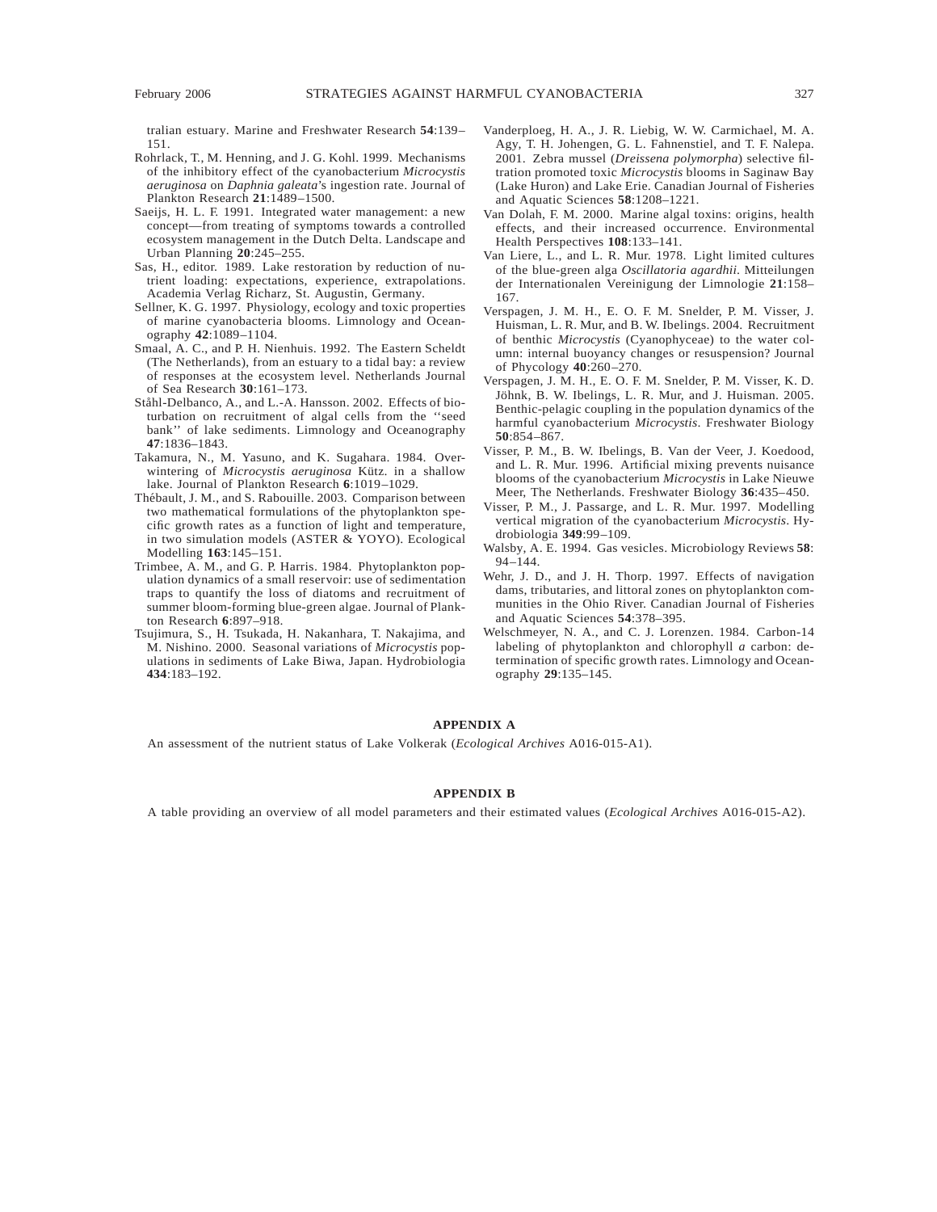tralian estuary. Marine and Freshwater Research **54**:139–151.

Rohrlack, T., M. Henning, and J. G. Kohl. 1999. Mechanisms of the inhibitory effect of the cyanobacterium *Microcystis aeruginosa* on *Daphnia galeata*'s ingestion rate. Journal of Plankton Research **21**:1489–1500.

Saeijs, H. L. F. 1991. Integrated water management: a new concept—from treating of symptoms towards a controlled ecosystem management in the Dutch Delta. Landscape and Urban Planning **20**:245–255.

Sas, H., editor. 1989. Lake restoration by reduction of nutrient loading: expectations, experience, extrapolations. Academia Verlag Richarz, St. Augustin, Germany.

Sellner, K. G. 1997. Physiology, ecology and toxic properties of marine cyanobacteria blooms. Limnology and Oceanography **42**:1089–1104.

Smaal, A. C., and P. H. Nienhuis. 1992. The Eastern Scheldt (The Netherlands), from an estuary to a tidal bay: a review of responses at the ecosystem level. Netherlands Journal of Sea Research **30**:161–173.

Ståhl-Delbanco, A., and L.-A. Hansson. 2002. Effects of bioturbation on recruitment of algal cells from the ''seed bank'' of lake sediments. Limnology and Oceanography **47**:1836–1843.

Takamura, N., M. Yasuno, and K. Sugahara. 1984. Overwintering of *Microcystis aeruginosa* Kütz. in a shallow lake. Journal of Plankton Research **6**:1019–1029.

Thébault, J. M., and S. Rabouille. 2003. Comparison between two mathematical formulations of the phytoplankton specific growth rates as a function of light and temperature, in two simulation models (ASTER & YOYO). Ecological Modelling **163**:145–151.

Trimbee, A. M., and G. P. Harris. 1984. Phytoplankton population dynamics of a small reservoir: use of sedimentation traps to quantify the loss of diatoms and recruitment of summer bloom-forming blue-green algae. Journal of Plankton Research **6**:897–918.

Tsujimura, S., H. Tsukada, H. Nakanhara, T. Nakajima, and M. Nishino. 2000. Seasonal variations of *Microcystis* populations in sediments of Lake Biwa, Japan. Hydrobiologia **434**:183–192.

Vanderploeg, H. A., J. R. Liebig, W. W. Carmichael, M. A. Agy, T. H. Johengen, G. L. Fahnenstiel, and T. F. Nalepa. 2001. Zebra mussel (*Dreissena polymorpha*) selective filtration promoted toxic *Microcystis* blooms in Saginaw Bay (Lake Huron) and Lake Erie. Canadian Journal of Fisheries and Aquatic Sciences **58**:1208–1221.

Van Dolah, F. M. 2000. Marine algal toxins: origins, health effects, and their increased occurrence. Environmental Health Perspectives **108**:133–141.

Van Liere, L., and L. R. Mur. 1978. Light limited cultures of the blue-green alga *Oscillatoria agardhii*. Mitteilungen der Internationalen Vereinigung der Limnologie **21**:158–167.

Verspagen, J. M. H., E. O. F. M. Snelder, P. M. Visser, J. Huisman, L. R. Mur, and B. W. Ibelings. 2004. Recruitment of benthic *Microcystis* (Cyanophyceae) to the water column: internal buoyancy changes or resuspension? Journal of Phycology **40**:260–270.

Verspagen, J. M. H., E. O. F. M. Snelder, P. M. Visser, K. D. Jöhnk, B. W. Ibelings, L. R. Mur, and J. Huisman. 2005. Benthic-pelagic coupling in the population dynamics of the harmful cyanobacterium *Microcystis*. Freshwater Biology **50**:854–867.

Visser, P. M., B. W. Ibelings, B. Van der Veer, J. Koedood, and L. R. Mur. 1996. Artificial mixing prevents nuisance blooms of the cyanobacterium *Microcystis* in Lake Nieuwe Meer, The Netherlands. Freshwater Biology **36**:435–450.

Visser, P. M., J. Passarge, and L. R. Mur. 1997. Modelling vertical migration of the cyanobacterium *Microcystis*. Hydrobiologia **349**:99–109.

Walsby, A. E. 1994. Gas vesicles. Microbiology Reviews **58**:94–144.

Wehr, J. D., and J. H. Thorp. 1997. Effects of navigation dams, tributaries, and littoral zones on phytoplankton communities in the Ohio River. Canadian Journal of Fisheries and Aquatic Sciences **54**:378–395.

Welschmeyer, N. A., and C. J. Lorenzen. 1984. Carbon-14 labeling of phytoplankton and chlorophyll *a* carbon: determination of specific growth rates. Limnology and Oceanography **29**:135–145.

## APPENDIX A

An assessment of the nutrient status of Lake Volkerak (*Ecological Archives* A016-015-A1).

## APPENDIX B

A table providing an overview of all model parameters and their estimated values (*Ecological Archives* A016-015-A2).